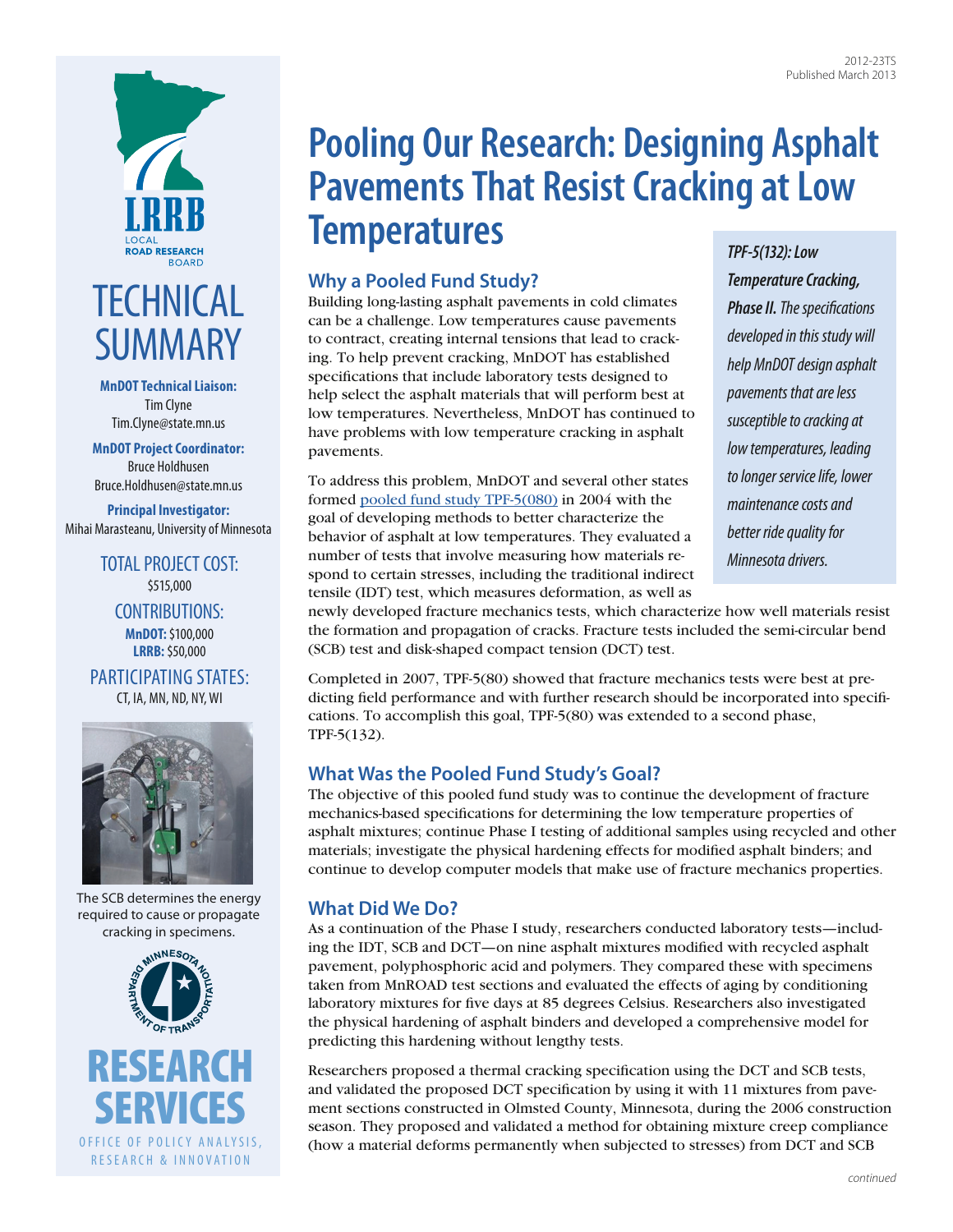2012-23TS
Published March 2013

# Pooling Our Research: Designing Asphalt Pavements That Resist Cracking at Low Temperatures

**LRRB** LOCAL ROAD RESEARCH BOARD

# TECHNICAL SUMMARY

**MnDOT Technical Liaison:**
Tim Clyne
Tim.Clyne@state.mn.us

**MnDOT Project Coordinator:**
Bruce Holdhusen
Bruce.Holdhusen@state.mn.us

**Principal Investigator:**
Mihai Marasteanu, University of Minnesota

TOTAL PROJECT COST:
$515,000

CONTRIBUTIONS:
**MnDOT:** $100,000
**LRRB:** $50,000

PARTICIPATING STATES:
CT, IA, MN, ND, NY, WI

The SCB determines the energy required to cause or propagate cracking in specimens.

**RESEARCH SERVICES**
OFFICE OF POLICY ANALYSIS, RESEARCH & INNOVATION

***TPF-5(132): Low Temperature Cracking, Phase II.*** *The specifications developed in this study will help MnDOT design asphalt pavements that are less susceptible to cracking at low temperatures, leading to longer service life, lower maintenance costs and better ride quality for Minnesota drivers.*

## Why a Pooled Fund Study?

Building long-lasting asphalt pavements in cold climates can be a challenge. Low temperatures cause pavements to contract, creating internal tensions that lead to cracking. To help prevent cracking, MnDOT has established specifications that include laboratory tests designed to help select the asphalt materials that will perform best at low temperatures. Nevertheless, MnDOT has continued to have problems with low temperature cracking in asphalt pavements.

To address this problem, MnDOT and several other states formed pooled fund study TPF-5(080) in 2004 with the goal of developing methods to better characterize the behavior of asphalt at low temperatures. They evaluated a number of tests that involve measuring how materials respond to certain stresses, including the traditional indirect tensile (IDT) test, which measures deformation, as well as newly developed fracture mechanics tests, which characterize how well materials resist the formation and propagation of cracks. Fracture tests included the semi-circular bend (SCB) test and disk-shaped compact tension (DCT) test.

Completed in 2007, TPF-5(80) showed that fracture mechanics tests were best at predicting field performance and with further research should be incorporated into specifications. To accomplish this goal, TPF-5(80) was extended to a second phase, TPF-5(132).

## What Was the Pooled Fund Study's Goal?

The objective of this pooled fund study was to continue the development of fracture mechanics-based specifications for determining the low temperature properties of asphalt mixtures; continue Phase I testing of additional samples using recycled and other materials; investigate the physical hardening effects for modified asphalt binders; and continue to develop computer models that make use of fracture mechanics properties.

## What Did We Do?

As a continuation of the Phase I study, researchers conducted laboratory tests—including the IDT, SCB and DCT—on nine asphalt mixtures modified with recycled asphalt pavement, polyphosphoric acid and polymers. They compared these with specimens taken from MnROAD test sections and evaluated the effects of aging by conditioning laboratory mixtures for five days at 85 degrees Celsius. Researchers also investigated the physical hardening of asphalt binders and developed a comprehensive model for predicting this hardening without lengthy tests.

Researchers proposed a thermal cracking specification using the DCT and SCB tests, and validated the proposed DCT specification by using it with 11 mixtures from pavement sections constructed in Olmsted County, Minnesota, during the 2006 construction season. They proposed and validated a method for obtaining mixture creep compliance (how a material deforms permanently when subjected to stresses) from DCT and SCB

*continued*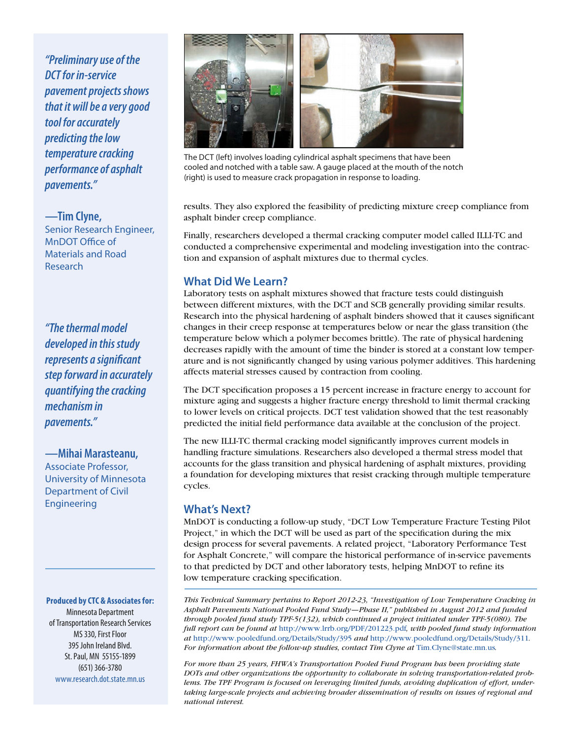*"Preliminary use of the DCT for in-service pavement projects shows that it will be a very good tool for accurately predicting the low temperature cracking performance of asphalt pavements."*

**—Tim Clyne,**
Senior Research Engineer, MnDOT Office of Materials and Road Research

*"The thermal model developed in this study represents a significant step forward in accurately quantifying the cracking mechanism in pavements."*

**—Mihai Marasteanu,**
Associate Professor, University of Minnesota Department of Civil Engineering

The DCT (left) involves loading cylindrical asphalt specimens that have been cooled and notched with a table saw. A gauge placed at the mouth of the notch (right) is used to measure crack propagation in response to loading.

results. They also explored the feasibility of predicting mixture creep compliance from asphalt binder creep compliance.

Finally, researchers developed a thermal cracking computer model called ILLI-TC and conducted a comprehensive experimental and modeling investigation into the contraction and expansion of asphalt mixtures due to thermal cycles.

## What Did We Learn?

Laboratory tests on asphalt mixtures showed that fracture tests could distinguish between different mixtures, with the DCT and SCB generally providing similar results. Research into the physical hardening of asphalt binders showed that it causes significant changes in their creep response at temperatures below or near the glass transition (the temperature below which a polymer becomes brittle). The rate of physical hardening decreases rapidly with the amount of time the binder is stored at a constant low temperature and is not significantly changed by using various polymer additives. This hardening affects material stresses caused by contraction from cooling.

The DCT specification proposes a 15 percent increase in fracture energy to account for mixture aging and suggests a higher fracture energy threshold to limit thermal cracking to lower levels on critical projects. DCT test validation showed that the test reasonably predicted the initial field performance data available at the conclusion of the project.

The new ILLI-TC thermal cracking model significantly improves current models in handling fracture simulations. Researchers also developed a thermal stress model that accounts for the glass transition and physical hardening of asphalt mixtures, providing a foundation for developing mixtures that resist cracking through multiple temperature cycles.

## What's Next?

MnDOT is conducting a follow-up study, "DCT Low Temperature Fracture Testing Pilot Project," in which the DCT will be used as part of the specification during the mix design process for several pavements. A related project, "Laboratory Performance Test for Asphalt Concrete," will compare the historical performance of in-service pavements to that predicted by DCT and other laboratory tests, helping MnDOT to refine its low temperature cracking specification.

*This Technical Summary pertains to Report 2012-23, "Investigation of Low Temperature Cracking in Asphalt Pavements National Pooled Fund Study—Phase II," published in August 2012 and funded through pooled fund study TPF-5(132), which continued a project initiated under TPF-5(080). The full report can be found at* http://www.lrrb.org/PDF/201223.pdf, *with pooled fund study information at* http://www.pooledfund.org/Details/Study/395 *and* http://www.pooledfund.org/Details/Study/311. *For information about the follow-up studies, contact Tim Clyne at* Tim.Clyne@state.mn.us.

*For more than 25 years, FHWA's Transportation Pooled Fund Program has been providing state DOTs and other organizations the opportunity to collaborate in solving transportation-related problems. The TPF Program is focused on leveraging limited funds, avoiding duplication of effort, undertaking large-scale projects and achieving broader dissemination of results on issues of regional and national interest.*

**Produced by CTC & Associates for:**
Minnesota Department of Transportation Research Services
MS 330, First Floor
395 John Ireland Blvd.
St. Paul, MN 55155-1899
(651) 366-3780
www.research.dot.state.mn.us